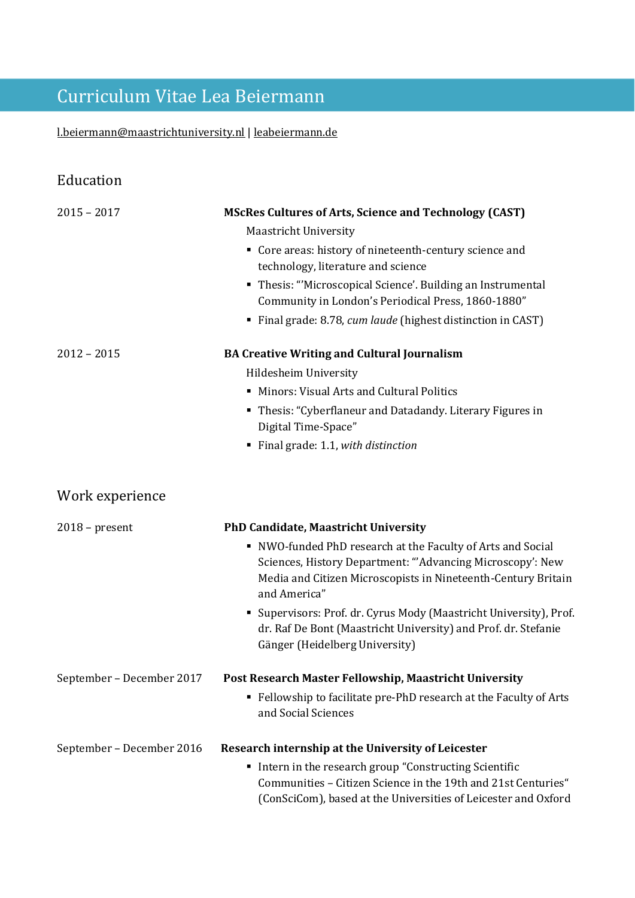# Curriculum Vitae Lea Beiermann

l.beiermann@maastrichtuniversity.nl | leabeiermann.de

## Education

2015 – 2017

**MScRes Cultures of Arts, Science and Technology (CAST)**

Maastricht University

- Core areas: history of nineteenth-century science and technology, literature and science
- Thesis: "'Microscopical Science'. Building an Instrumental Community in London's Periodical Press, 1860-1880"
- Final grade: 8.78, *cum laude* (highest distinction in CAST)

2012 – 2015

**BA Creative Writing and Cultural Journalism**

Hildesheim University

- Minors: Visual Arts and Cultural Politics
- Thesis: "Cyberflaneur and Datadandy. Literary Figures in Digital Time-Space"
- Final grade: 1.1, *with distinction*

## Work experience

2018 – present

**PhD Candidate, Maastricht University**

- NWO-funded PhD research at the Faculty of Arts and Social Sciences, History Department: "'Advancing Microscopy': New Media and Citizen Microscopists in Nineteenth-Century Britain and America"
- Supervisors: Prof. dr. Cyrus Mody (Maastricht University), Prof. dr. Raf De Bont (Maastricht University) and Prof. dr. Stefanie Gänger (Heidelberg University)

September – December 2017

**Post Research Master Fellowship, Maastricht University**

- Fellowship to facilitate pre-PhD research at the Faculty of Arts and Social Sciences

September – December 2016

**Research internship at the University of Leicester**

- Intern in the research group "Constructing Scientific Communities – Citizen Science in the 19th and 21st Centuries" (ConSciCom), based at the Universities of Leicester and Oxford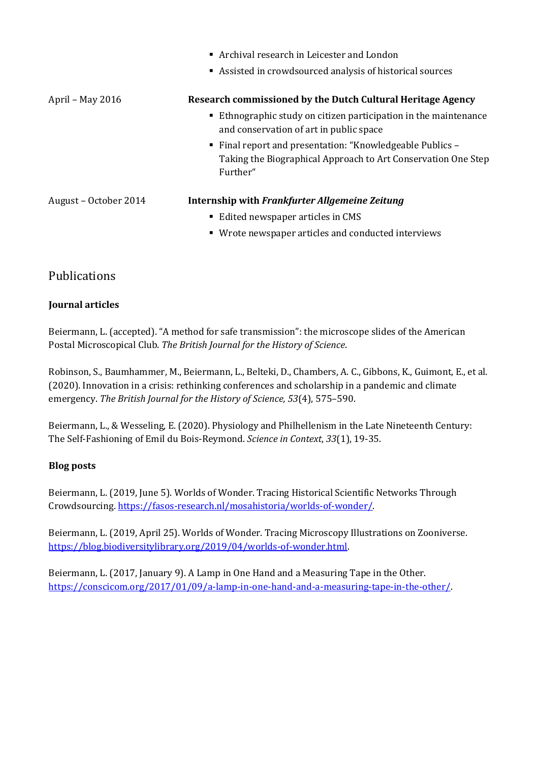- Archival research in Leicester and London
- Assisted in crowdsourced analysis of historical sources

April – May 2016 **Research commissioned by the Dutch Cultural Heritage Agency**

- Ethnographic study on citizen participation in the maintenance and conservation of art in public space
- Final report and presentation: "Knowledgeable Publics – Taking the Biographical Approach to Art Conservation One Step Further"

August – October 2014 **Internship with *Frankfurter Allgemeine Zeitung***

- Edited newspaper articles in CMS
- Wrote newspaper articles and conducted interviews

## Publications

### Journal articles

Beiermann, L. (accepted). "A method for safe transmission": the microscope slides of the American Postal Microscopical Club. *The British Journal for the History of Science*.

Robinson, S., Baumhammer, M., Beiermann, L., Belteki, D., Chambers, A. C., Gibbons, K., Guimont, E., et al. (2020). Innovation in a crisis: rethinking conferences and scholarship in a pandemic and climate emergency. *The British Journal for the History of Science, 53*(4), 575–590.

Beiermann, L., & Wesseling, E. (2020). Physiology and Philhellenism in the Late Nineteenth Century: The Self-Fashioning of Emil du Bois-Reymond. *Science in Context*, *33*(1), 19-35.

### Blog posts

Beiermann, L. (2019, June 5). Worlds of Wonder. Tracing Historical Scientific Networks Through Crowdsourcing. https://fasos-research.nl/mosahistoria/worlds-of-wonder/.

Beiermann, L. (2019, April 25). Worlds of Wonder. Tracing Microscopy Illustrations on Zooniverse. https://blog.biodiversitylibrary.org/2019/04/worlds-of-wonder.html.

Beiermann, L. (2017, January 9). A Lamp in One Hand and a Measuring Tape in the Other. https://conscicom.org/2017/01/09/a-lamp-in-one-hand-and-a-measuring-tape-in-the-other/.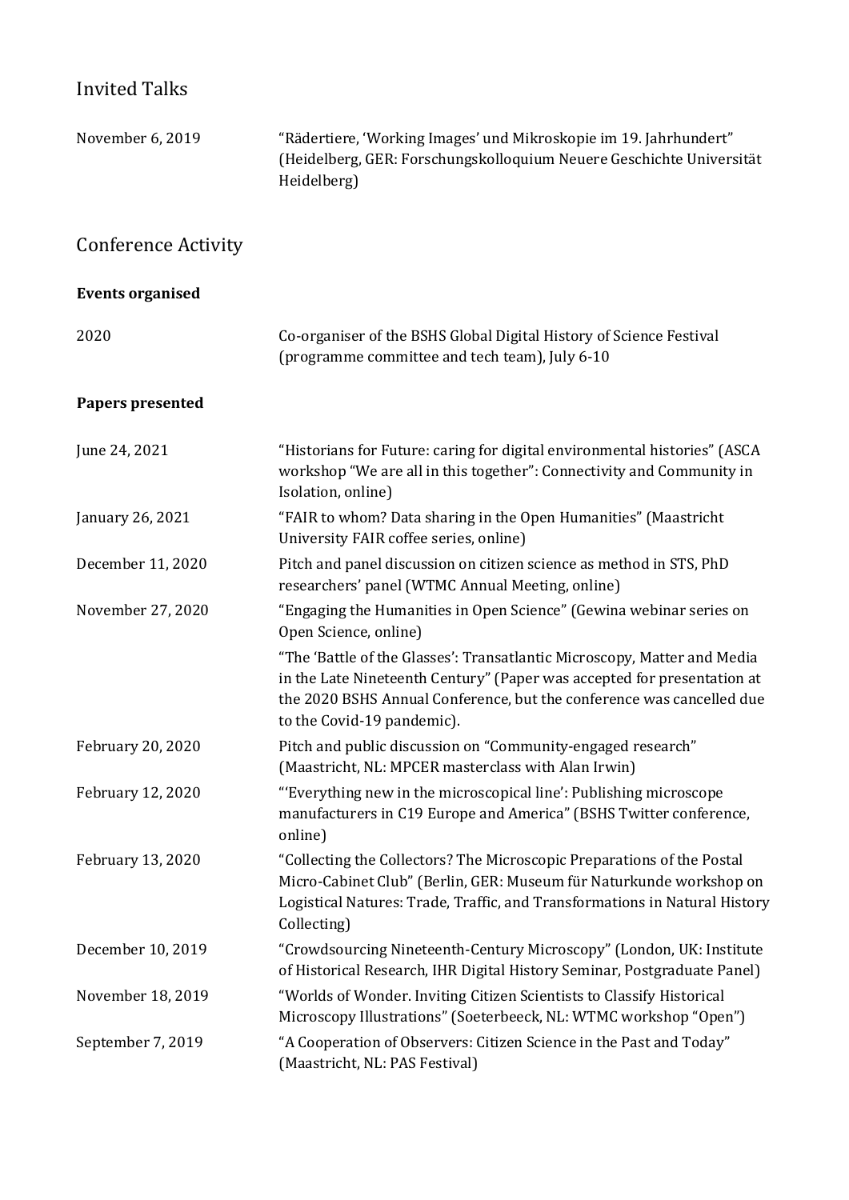## Invited Talks

| | |
|---|---|
| November 6, 2019 | "Rädertiere, 'Working Images' und Mikroskopie im 19. Jahrhundert" (Heidelberg, GER: Forschungskolloquium Neuere Geschichte Universität Heidelberg) |

## Conference Activity

**Events organised**

| | |
|---|---|
| 2020 | Co-organiser of the BSHS Global Digital History of Science Festival (programme committee and tech team), July 6-10 |

**Papers presented**

| | |
|---|---|
| June 24, 2021 | "Historians for Future: caring for digital environmental histories" (ASCA workshop "We are all in this together": Connectivity and Community in Isolation, online) |
| January 26, 2021 | "FAIR to whom? Data sharing in the Open Humanities" (Maastricht University FAIR coffee series, online) |
| December 11, 2020 | Pitch and panel discussion on citizen science as method in STS, PhD researchers' panel (WTMC Annual Meeting, online) |
| November 27, 2020 | "Engaging the Humanities in Open Science" (Gewina webinar series on Open Science, online) |
| | "The 'Battle of the Glasses': Transatlantic Microscopy, Matter and Media in the Late Nineteenth Century" (Paper was accepted for presentation at the 2020 BSHS Annual Conference, but the conference was cancelled due to the Covid-19 pandemic). |
| February 20, 2020 | Pitch and public discussion on "Community-engaged research" (Maastricht, NL: MPCER masterclass with Alan Irwin) |
| February 12, 2020 | "'Everything new in the microscopical line': Publishing microscope manufacturers in C19 Europe and America" (BSHS Twitter conference, online) |
| February 13, 2020 | "Collecting the Collectors? The Microscopic Preparations of the Postal Micro-Cabinet Club" (Berlin, GER: Museum für Naturkunde workshop on Logistical Natures: Trade, Traffic, and Transformations in Natural History Collecting) |
| December 10, 2019 | "Crowdsourcing Nineteenth-Century Microscopy" (London, UK: Institute of Historical Research, IHR Digital History Seminar, Postgraduate Panel) |
| November 18, 2019 | "Worlds of Wonder. Inviting Citizen Scientists to Classify Historical Microscopy Illustrations" (Soeterbeeck, NL: WTMC workshop "Open") |
| September 7, 2019 | "A Cooperation of Observers: Citizen Science in the Past and Today" (Maastricht, NL: PAS Festival) |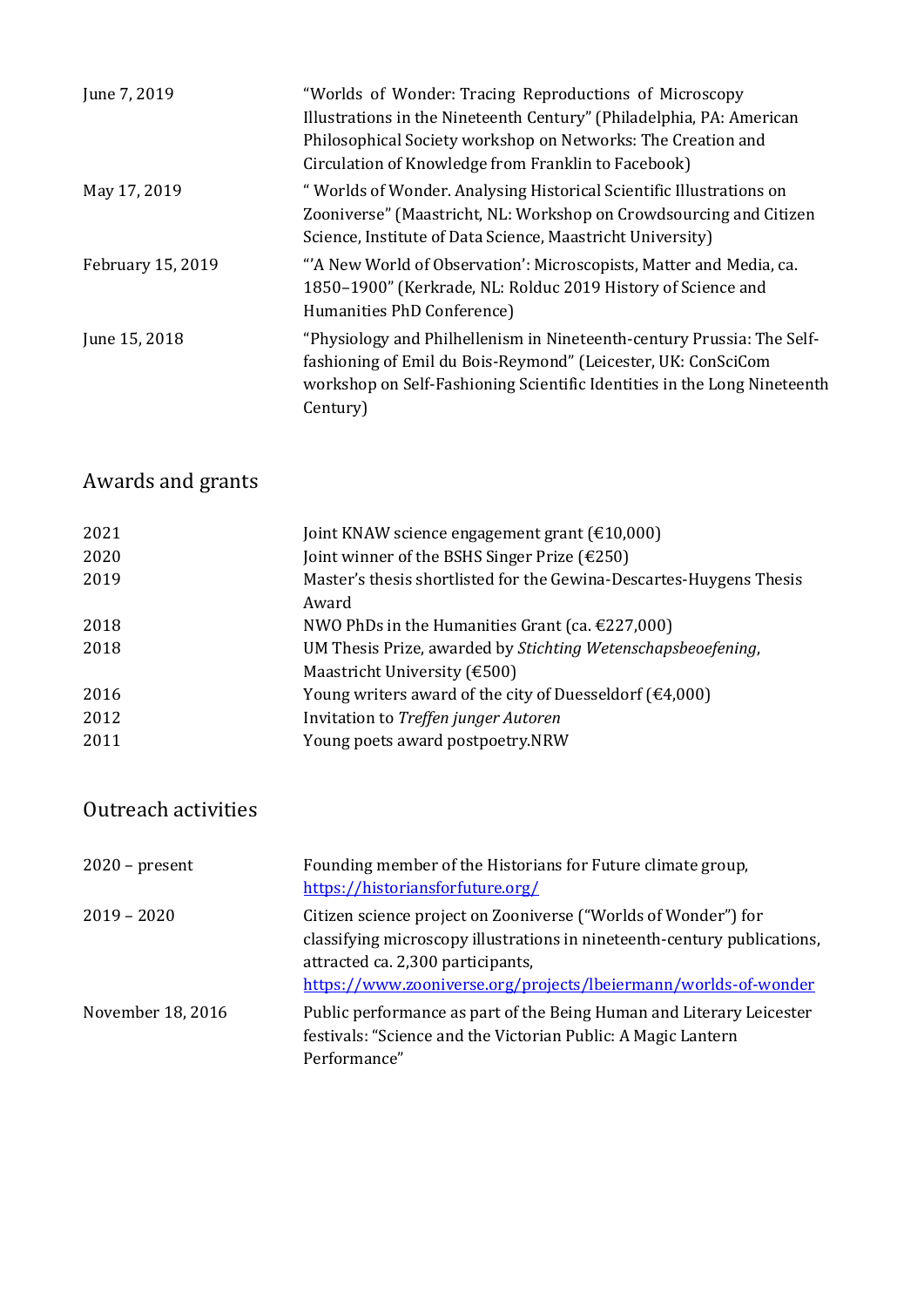| | |
|---|---|
| June 7, 2019 | "Worlds of Wonder: Tracing Reproductions of Microscopy Illustrations in the Nineteenth Century" (Philadelphia, PA: American Philosophical Society workshop on Networks: The Creation and Circulation of Knowledge from Franklin to Facebook) |
| May 17, 2019 | " Worlds of Wonder. Analysing Historical Scientific Illustrations on Zooniverse" (Maastricht, NL: Workshop on Crowdsourcing and Citizen Science, Institute of Data Science, Maastricht University) |
| February 15, 2019 | "'A New World of Observation': Microscopists, Matter and Media, ca. 1850–1900" (Kerkrade, NL: Rolduc 2019 History of Science and Humanities PhD Conference) |
| June 15, 2018 | "Physiology and Philhellenism in Nineteenth-century Prussia: The Self-fashioning of Emil du Bois-Reymond" (Leicester, UK: ConSciCom workshop on Self-Fashioning Scientific Identities in the Long Nineteenth Century) |

## Awards and grants

| | |
|---|---|
| 2021 | Joint KNAW science engagement grant (€10,000) |
| 2020 | Joint winner of the BSHS Singer Prize (€250) |
| 2019 | Master's thesis shortlisted for the Gewina-Descartes-Huygens Thesis Award |
| 2018 | NWO PhDs in the Humanities Grant (ca. €227,000) |
| 2018 | UM Thesis Prize, awarded by *Stichting Wetenschapsbeoefening*, Maastricht University (€500) |
| 2016 | Young writers award of the city of Duesseldorf (€4,000) |
| 2012 | Invitation to *Treffen junger Autoren* |
| 2011 | Young poets award postpoetry.NRW |

## Outreach activities

| | |
|---|---|
| 2020 – present | Founding member of the Historians for Future climate group, https://historiansforfuture.org/ |
| 2019 – 2020 | Citizen science project on Zooniverse ("Worlds of Wonder") for classifying microscopy illustrations in nineteenth-century publications, attracted ca. 2,300 participants, https://www.zooniverse.org/projects/lbeiermann/worlds-of-wonder |
| November 18, 2016 | Public performance as part of the Being Human and Literary Leicester festivals: "Science and the Victorian Public: A Magic Lantern Performance" |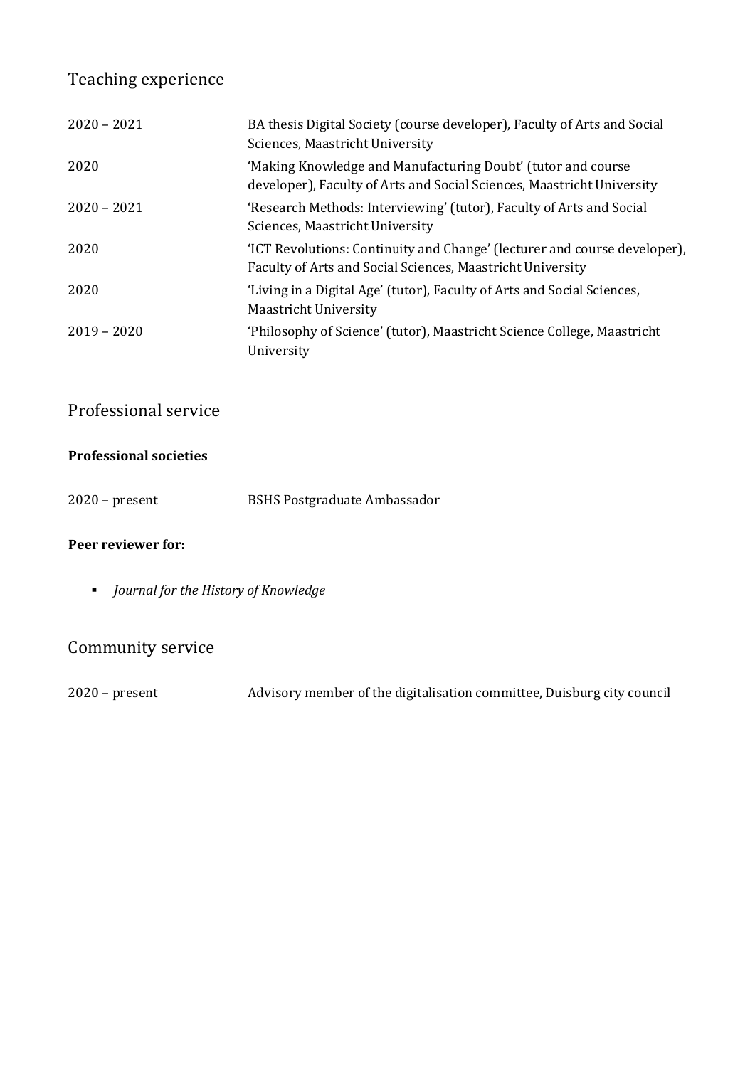## Teaching experience

| | |
|---|---|
| 2020 – 2021 | BA thesis Digital Society (course developer), Faculty of Arts and Social Sciences, Maastricht University |
| 2020 | 'Making Knowledge and Manufacturing Doubt' (tutor and course developer), Faculty of Arts and Social Sciences, Maastricht University |
| 2020 – 2021 | 'Research Methods: Interviewing' (tutor), Faculty of Arts and Social Sciences, Maastricht University |
| 2020 | 'ICT Revolutions: Continuity and Change' (lecturer and course developer), Faculty of Arts and Social Sciences, Maastricht University |
| 2020 | 'Living in a Digital Age' (tutor), Faculty of Arts and Social Sciences, Maastricht University |
| 2019 – 2020 | 'Philosophy of Science' (tutor), Maastricht Science College, Maastricht University |

## Professional service

### Professional societies

| | |
|---|---|
| 2020 – present | BSHS Postgraduate Ambassador |

### Peer reviewer for:

- *Journal for the History of Knowledge*

## Community service

| | |
|---|---|
| 2020 – present | Advisory member of the digitalisation committee, Duisburg city council |